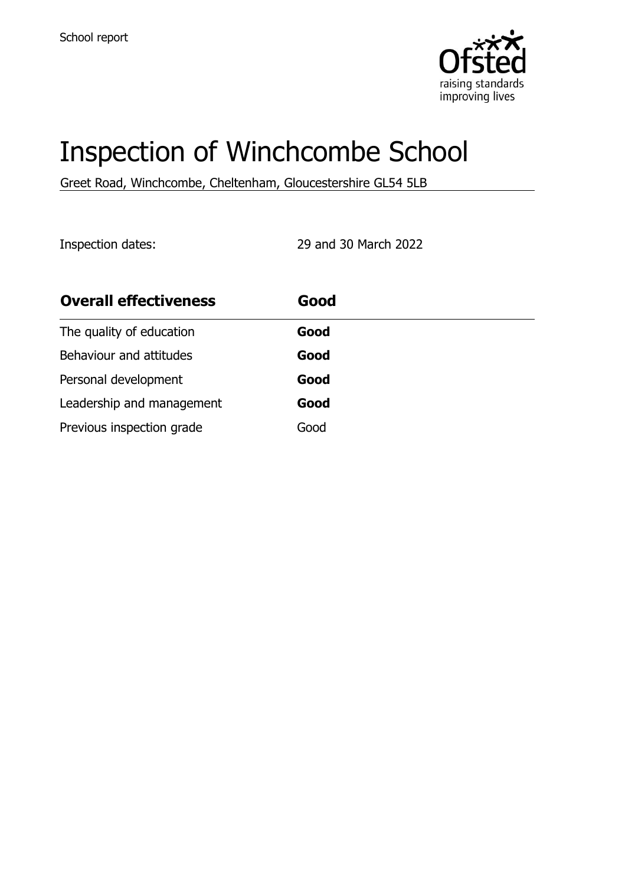School report

# Inspection of Winchcombe School

Greet Road, Winchcombe, Cheltenham, Gloucestershire GL54 5LB

Inspection dates: 29 and 30 March 2022

| **Overall effectiveness** | **Good** |
| --- | --- |
| The quality of education | **Good** |
| Behaviour and attitudes | **Good** |
| Personal development | **Good** |
| Leadership and management | **Good** |
| Previous inspection grade | Good |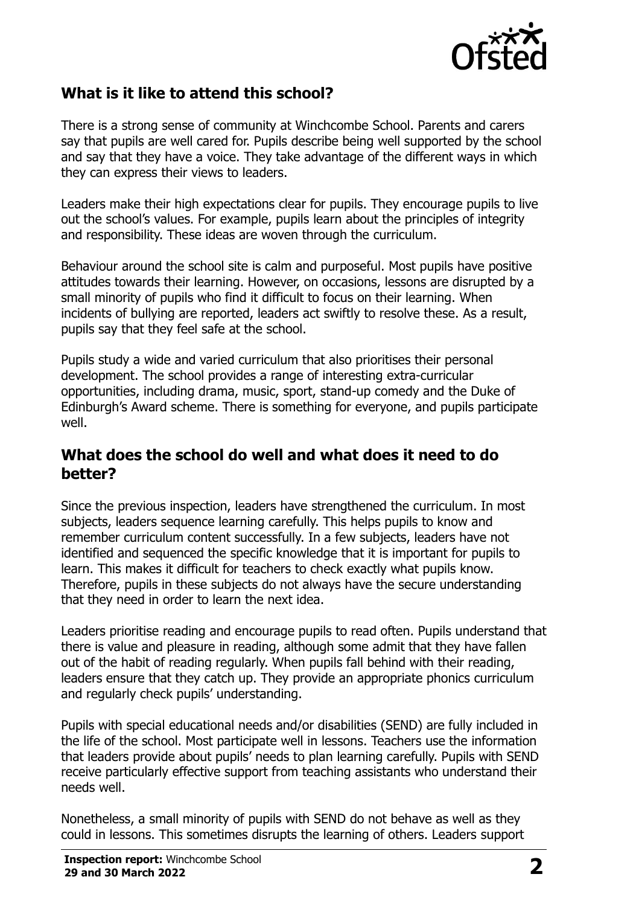## What is it like to attend this school?

There is a strong sense of community at Winchcombe School. Parents and carers say that pupils are well cared for. Pupils describe being well supported by the school and say that they have a voice. They take advantage of the different ways in which they can express their views to leaders.

Leaders make their high expectations clear for pupils. They encourage pupils to live out the school's values. For example, pupils learn about the principles of integrity and responsibility. These ideas are woven through the curriculum.

Behaviour around the school site is calm and purposeful. Most pupils have positive attitudes towards their learning. However, on occasions, lessons are disrupted by a small minority of pupils who find it difficult to focus on their learning. When incidents of bullying are reported, leaders act swiftly to resolve these. As a result, pupils say that they feel safe at the school.

Pupils study a wide and varied curriculum that also prioritises their personal development. The school provides a range of interesting extra-curricular opportunities, including drama, music, sport, stand-up comedy and the Duke of Edinburgh's Award scheme. There is something for everyone, and pupils participate well.

## What does the school do well and what does it need to do better?

Since the previous inspection, leaders have strengthened the curriculum. In most subjects, leaders sequence learning carefully. This helps pupils to know and remember curriculum content successfully. In a few subjects, leaders have not identified and sequenced the specific knowledge that it is important for pupils to learn. This makes it difficult for teachers to check exactly what pupils know. Therefore, pupils in these subjects do not always have the secure understanding that they need in order to learn the next idea.

Leaders prioritise reading and encourage pupils to read often. Pupils understand that there is value and pleasure in reading, although some admit that they have fallen out of the habit of reading regularly. When pupils fall behind with their reading, leaders ensure that they catch up. They provide an appropriate phonics curriculum and regularly check pupils' understanding.

Pupils with special educational needs and/or disabilities (SEND) are fully included in the life of the school. Most participate well in lessons. Teachers use the information that leaders provide about pupils' needs to plan learning carefully. Pupils with SEND receive particularly effective support from teaching assistants who understand their needs well.

Nonetheless, a small minority of pupils with SEND do not behave as well as they could in lessons. This sometimes disrupts the learning of others. Leaders support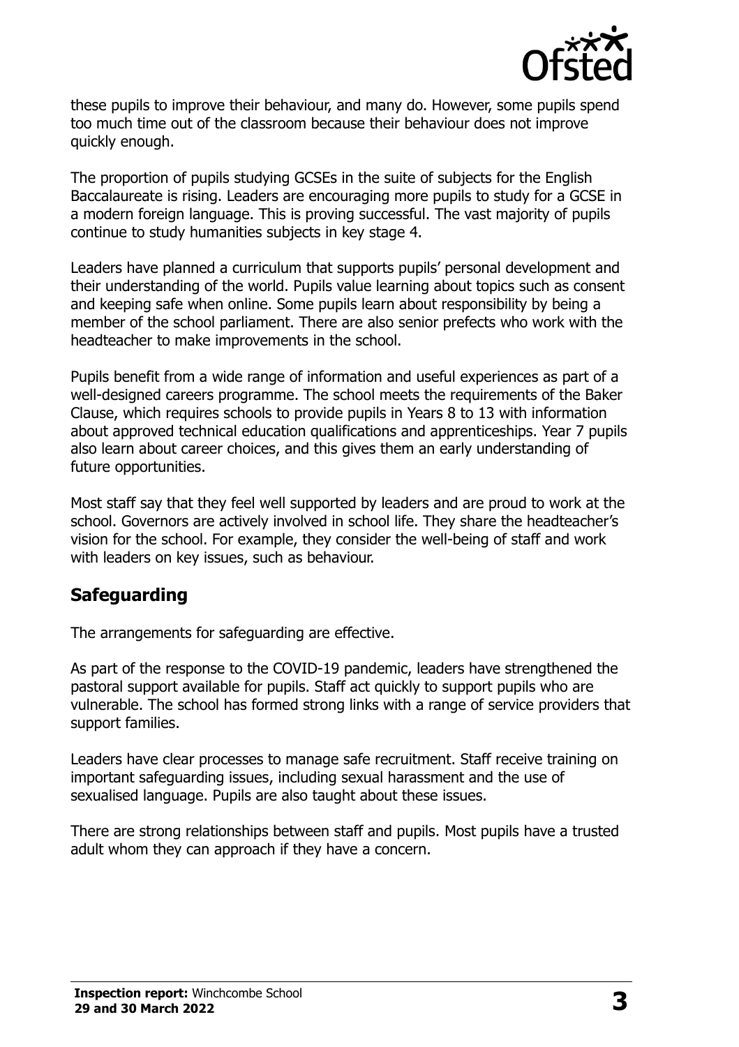these pupils to improve their behaviour, and many do. However, some pupils spend too much time out of the classroom because their behaviour does not improve quickly enough.

The proportion of pupils studying GCSEs in the suite of subjects for the English Baccalaureate is rising. Leaders are encouraging more pupils to study for a GCSE in a modern foreign language. This is proving successful. The vast majority of pupils continue to study humanities subjects in key stage 4.

Leaders have planned a curriculum that supports pupils' personal development and their understanding of the world. Pupils value learning about topics such as consent and keeping safe when online. Some pupils learn about responsibility by being a member of the school parliament. There are also senior prefects who work with the headteacher to make improvements in the school.

Pupils benefit from a wide range of information and useful experiences as part of a well-designed careers programme. The school meets the requirements of the Baker Clause, which requires schools to provide pupils in Years 8 to 13 with information about approved technical education qualifications and apprenticeships. Year 7 pupils also learn about career choices, and this gives them an early understanding of future opportunities.

Most staff say that they feel well supported by leaders and are proud to work at the school. Governors are actively involved in school life. They share the headteacher's vision for the school. For example, they consider the well-being of staff and work with leaders on key issues, such as behaviour.

## Safeguarding

The arrangements for safeguarding are effective.

As part of the response to the COVID-19 pandemic, leaders have strengthened the pastoral support available for pupils. Staff act quickly to support pupils who are vulnerable. The school has formed strong links with a range of service providers that support families.

Leaders have clear processes to manage safe recruitment. Staff receive training on important safeguarding issues, including sexual harassment and the use of sexualised language. Pupils are also taught about these issues.

There are strong relationships between staff and pupils. Most pupils have a trusted adult whom they can approach if they have a concern.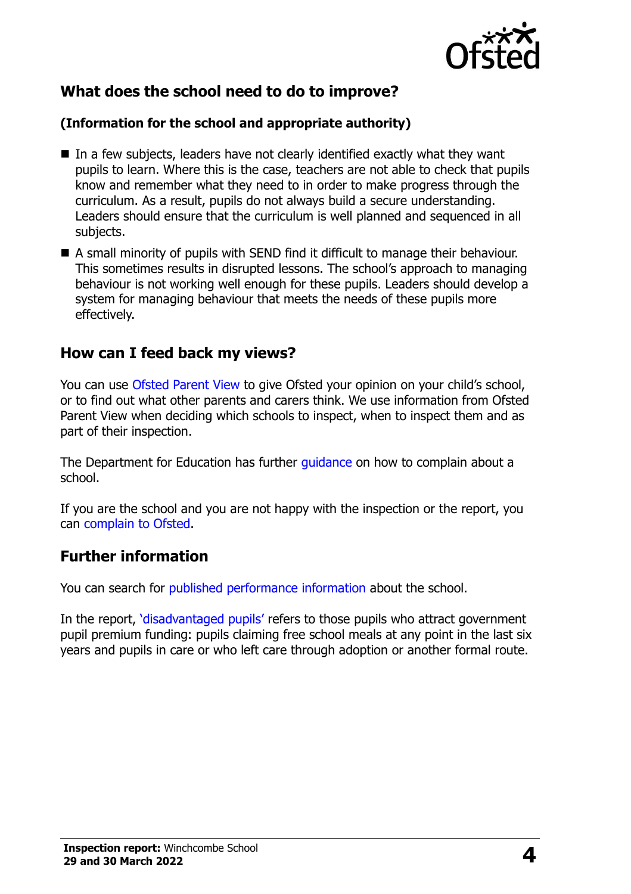## What does the school need to do to improve?

**(Information for the school and appropriate authority)**

- In a few subjects, leaders have not clearly identified exactly what they want pupils to learn. Where this is the case, teachers are not able to check that pupils know and remember what they need to in order to make progress through the curriculum. As a result, pupils do not always build a secure understanding. Leaders should ensure that the curriculum is well planned and sequenced in all subjects.
- A small minority of pupils with SEND find it difficult to manage their behaviour. This sometimes results in disrupted lessons. The school's approach to managing behaviour is not working well enough for these pupils. Leaders should develop a system for managing behaviour that meets the needs of these pupils more effectively.

## How can I feed back my views?

You can use Ofsted Parent View to give Ofsted your opinion on your child's school, or to find out what other parents and carers think. We use information from Ofsted Parent View when deciding which schools to inspect, when to inspect them and as part of their inspection.

The Department for Education has further guidance on how to complain about a school.

If you are the school and you are not happy with the inspection or the report, you can complain to Ofsted.

## Further information

You can search for published performance information about the school.

In the report, 'disadvantaged pupils' refers to those pupils who attract government pupil premium funding: pupils claiming free school meals at any point in the last six years and pupils in care or who left care through adoption or another formal route.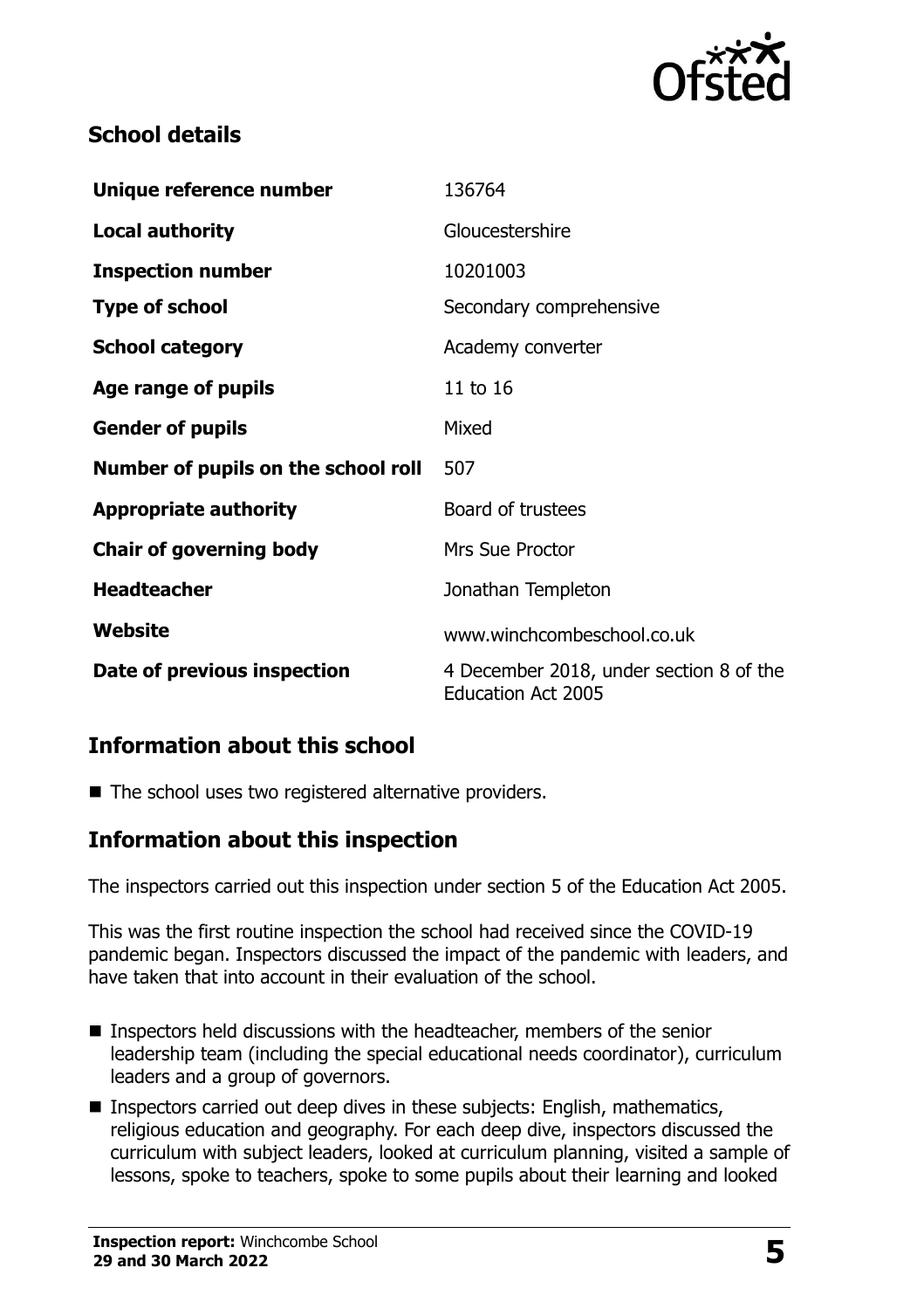## School details

| | |
|---|---|
| **Unique reference number** | 136764 |
| **Local authority** | Gloucestershire |
| **Inspection number** | 10201003 |
| **Type of school** | Secondary comprehensive |
| **School category** | Academy converter |
| **Age range of pupils** | 11 to 16 |
| **Gender of pupils** | Mixed |
| **Number of pupils on the school roll** | 507 |
| **Appropriate authority** | Board of trustees |
| **Chair of governing body** | Mrs Sue Proctor |
| **Headteacher** | Jonathan Templeton |
| **Website** | www.winchcombeschool.co.uk |
| **Date of previous inspection** | 4 December 2018, under section 8 of the Education Act 2005 |

## Information about this school

- The school uses two registered alternative providers.

## Information about this inspection

The inspectors carried out this inspection under section 5 of the Education Act 2005.

This was the first routine inspection the school had received since the COVID-19 pandemic began. Inspectors discussed the impact of the pandemic with leaders, and have taken that into account in their evaluation of the school.

- Inspectors held discussions with the headteacher, members of the senior leadership team (including the special educational needs coordinator), curriculum leaders and a group of governors.
- Inspectors carried out deep dives in these subjects: English, mathematics, religious education and geography. For each deep dive, inspectors discussed the curriculum with subject leaders, looked at curriculum planning, visited a sample of lessons, spoke to teachers, spoke to some pupils about their learning and looked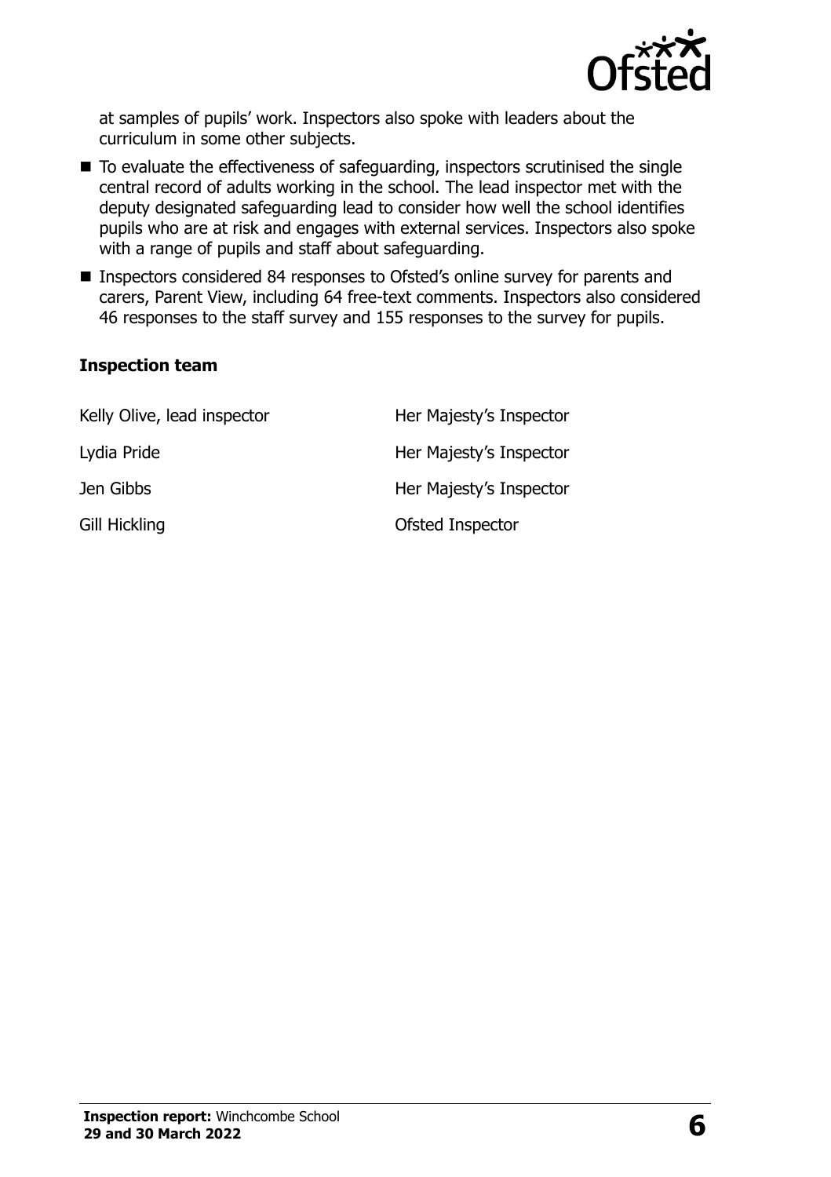at samples of pupils' work. Inspectors also spoke with leaders about the curriculum in some other subjects.

- To evaluate the effectiveness of safeguarding, inspectors scrutinised the single central record of adults working in the school. The lead inspector met with the deputy designated safeguarding lead to consider how well the school identifies pupils who are at risk and engages with external services. Inspectors also spoke with a range of pupils and staff about safeguarding.
- Inspectors considered 84 responses to Ofsted's online survey for parents and carers, Parent View, including 64 free-text comments. Inspectors also considered 46 responses to the staff survey and 155 responses to the survey for pupils.

### Inspection team

| | |
|---|---|
| Kelly Olive, lead inspector | Her Majesty's Inspector |
| Lydia Pride | Her Majesty's Inspector |
| Jen Gibbs | Her Majesty's Inspector |
| Gill Hickling | Ofsted Inspector |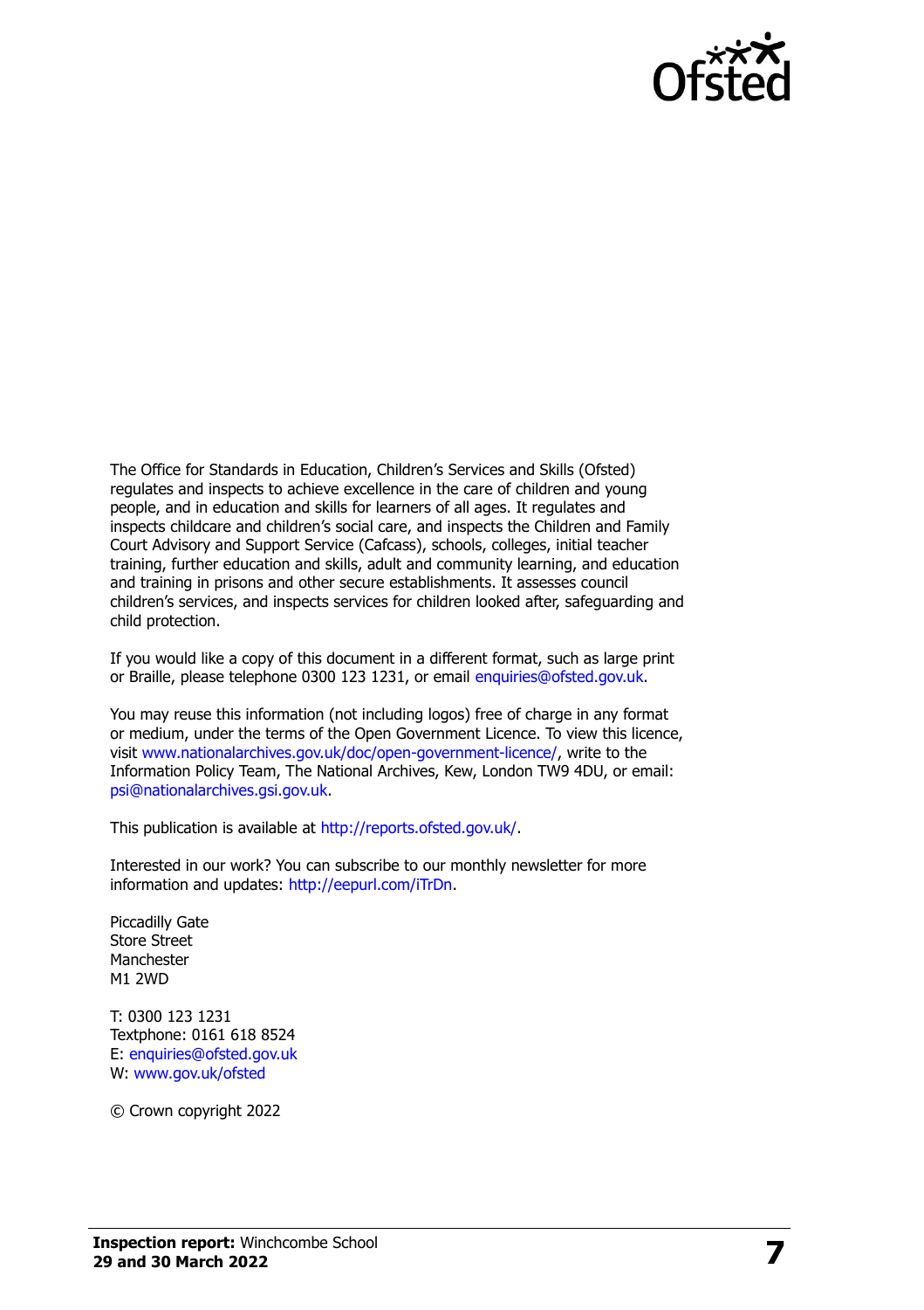The Office for Standards in Education, Children's Services and Skills (Ofsted) regulates and inspects to achieve excellence in the care of children and young people, and in education and skills for learners of all ages. It regulates and inspects childcare and children's social care, and inspects the Children and Family Court Advisory and Support Service (Cafcass), schools, colleges, initial teacher training, further education and skills, adult and community learning, and education and training in prisons and other secure establishments. It assesses council children's services, and inspects services for children looked after, safeguarding and child protection.

If you would like a copy of this document in a different format, such as large print or Braille, please telephone 0300 123 1231, or email enquiries@ofsted.gov.uk.

You may reuse this information (not including logos) free of charge in any format or medium, under the terms of the Open Government Licence. To view this licence, visit www.nationalarchives.gov.uk/doc/open-government-licence/, write to the Information Policy Team, The National Archives, Kew, London TW9 4DU, or email: psi@nationalarchives.gsi.gov.uk.

This publication is available at http://reports.ofsted.gov.uk/.

Interested in our work? You can subscribe to our monthly newsletter for more information and updates: http://eepurl.com/iTrDn.

Piccadilly Gate
Store Street
Manchester
M1 2WD

T: 0300 123 1231
Textphone: 0161 618 8524
E: enquiries@ofsted.gov.uk
W: www.gov.uk/ofsted

© Crown copyright 2022